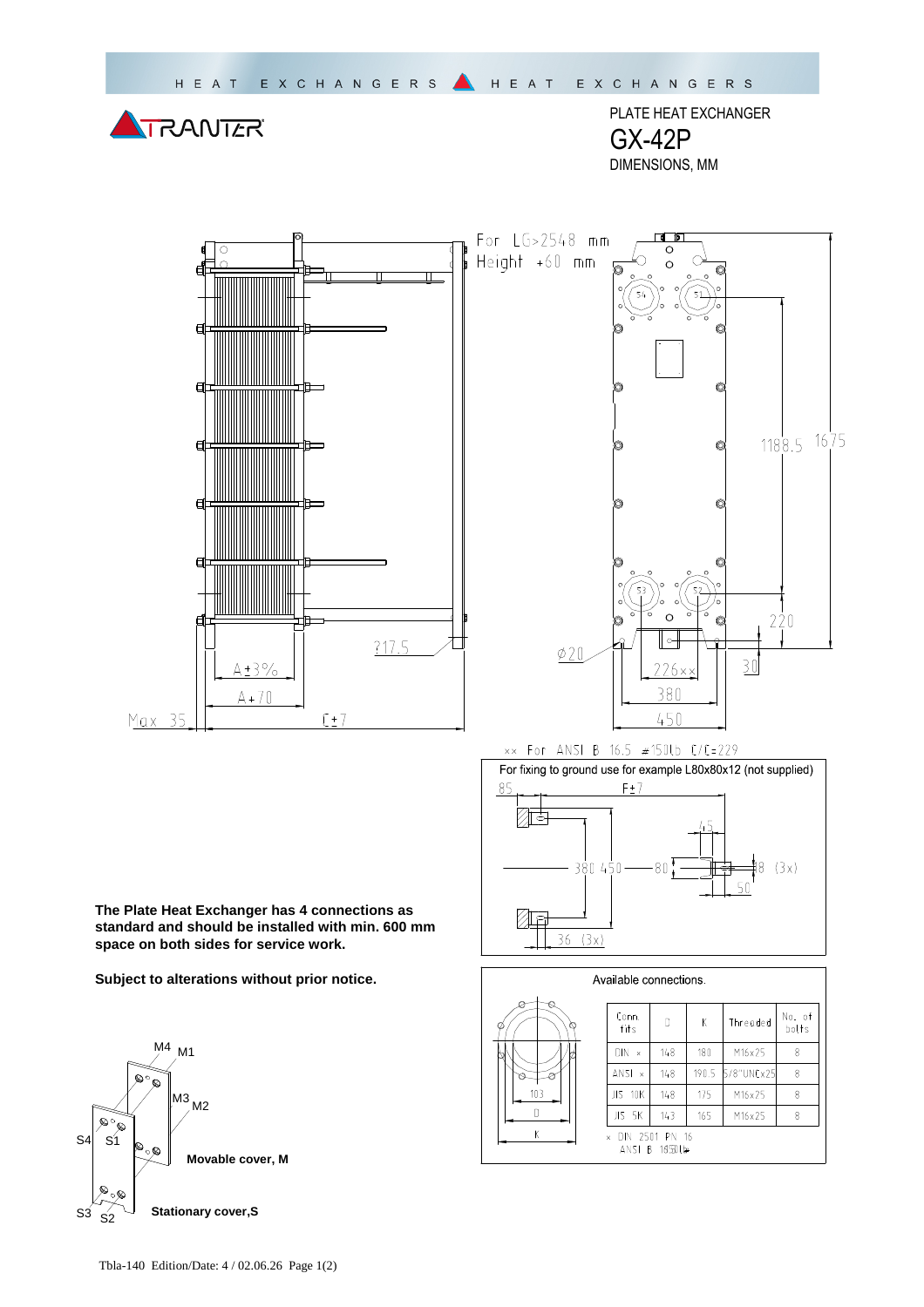# TRANTER

PLATE HEAT EXCHANGER

## GX-42P

DIMENSIONS, MM

For LG>2548 mm Height +60 mm

217.5

A±3%

A+70

Max 35

C±7

Ø20

226××

380

450

30

220

1188.5

1675

×× For ANSI B 16.5 #150lb C/C=229

For fixing to ground use for example L80x80x12 (not supplied)

85 F±7 45 380 450 80 18 (3x) 50 36 (3x)

**The Plate Heat Exchanger has 4 connections as standard and should be installed with min. 600 mm space on both sides for service work.**

**Subject to alterations without prior notice.**

M4 M1 M3 M2 S4 S1 S3 S2

**Movable cover, M**

**Stationary cover,S**

Available connections.

| Conn. fits | D | K | Threaded | No. of bolts |
|---|---|---|---|---|
| DIN × | 148 | 180 | M16x25 | 8 |
| ANSI × | 148 | 190.5 | 5/8"UNCx25 | 8 |
| JIS 10K | 148 | 175 | M16x25 | 8 |
| JIS 5K | 143 | 165 | M16x25 | 8 |

× DIN 2501 PN 16
ANSI B 16.5 150lb

103 D K

Tbla-140 Edition/Date: 4 / 02.06.26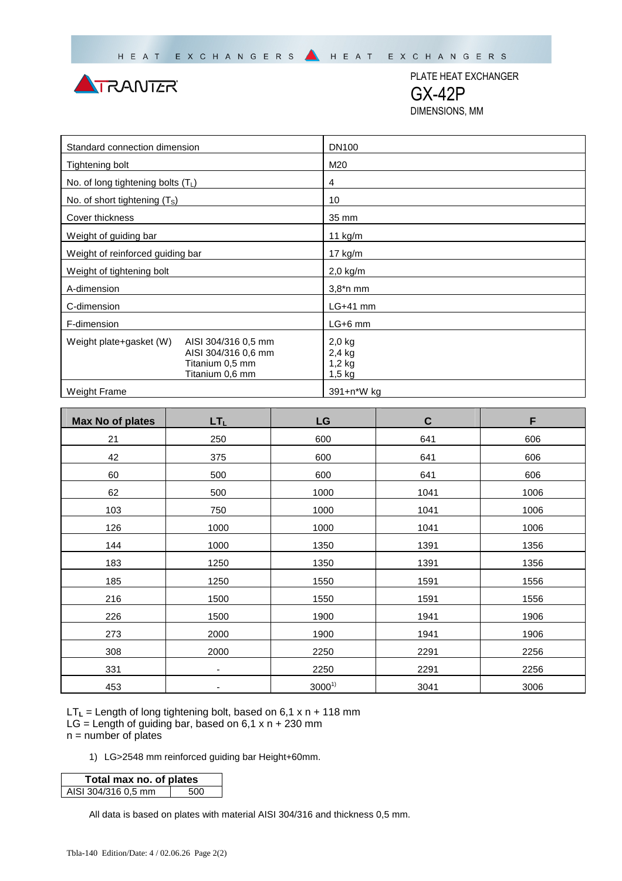PLATE HEAT EXCHANGER

# GX-42P

DIMENSIONS, MM

| | |
|---|---|
| Standard connection dimension | DN100 |
| Tightening bolt | M20 |
| No. of long tightening bolts ($T_L$) | 4 |
| No. of short tightening ($T_S$) | 10 |
| Cover thickness | 35 mm |
| Weight of guiding bar | 11 kg/m |
| Weight of reinforced guiding bar | 17 kg/m |
| Weight of tightening bolt | 2,0 kg/m |
| A-dimension | 3,8*n mm |
| C-dimension | LG+41 mm |
| F-dimension | LG+6 mm |
| Weight plate+gasket (W) AISI 304/316 0,5 mm<br>AISI 304/316 0,6 mm<br>Titanium 0,5 mm<br>Titanium 0,6 mm | 2,0 kg<br>2,4 kg<br>1,2 kg<br>1,5 kg |
| Weight Frame | 391+n*W kg |

| Max No of plates | $LT_L$ | LG | C | F |
|---|---|---|---|---|
| 21 | 250 | 600 | 641 | 606 |
| 42 | 375 | 600 | 641 | 606 |
| 60 | 500 | 600 | 641 | 606 |
| 62 | 500 | 1000 | 1041 | 1006 |
| 103 | 750 | 1000 | 1041 | 1006 |
| 126 | 1000 | 1000 | 1041 | 1006 |
| 144 | 1000 | 1350 | 1391 | 1356 |
| 183 | 1250 | 1350 | 1391 | 1356 |
| 185 | 1250 | 1550 | 1591 | 1556 |
| 216 | 1500 | 1550 | 1591 | 1556 |
| 226 | 1500 | 1900 | 1941 | 1906 |
| 273 | 2000 | 1900 | 1941 | 1906 |
| 308 | 2000 | 2250 | 2291 | 2256 |
| 331 | - | 2250 | 2291 | 2256 |
| 453 | - | 3000[1)] | 3041 | 3006 |

$LT_L$ = Length of long tightening bolt, based on 6,1 x n + 118 mm
LG = Length of guiding bar, based on 6,1 x n + 230 mm
n = number of plates

1) LG>2548 mm reinforced guiding bar Height+60mm.

| Total max no. of plates | |
|---|---|
| AISI 304/316 0,5 mm | 500 |

All data is based on plates with material AISI 304/316 and thickness 0,5 mm.

Tbla-140 Edition/Date: 4 / 02.06.26